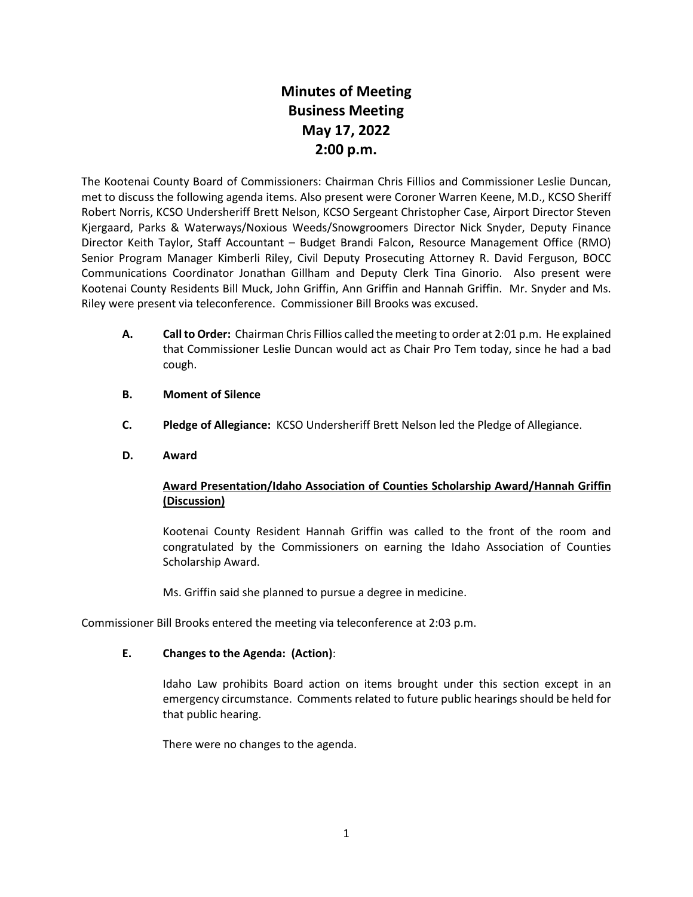# Minutes of Meeting
# Business Meeting
# May 17, 2022
# 2:00 p.m.

The Kootenai County Board of Commissioners: Chairman Chris Fillios and Commissioner Leslie Duncan, met to discuss the following agenda items. Also present were Coroner Warren Keene, M.D., KCSO Sheriff Robert Norris, KCSO Undersheriff Brett Nelson, KCSO Sergeant Christopher Case, Airport Director Steven Kjergaard, Parks & Waterways/Noxious Weeds/Snowgroomers Director Nick Snyder, Deputy Finance Director Keith Taylor, Staff Accountant – Budget Brandi Falcon, Resource Management Office (RMO) Senior Program Manager Kimberli Riley, Civil Deputy Prosecuting Attorney R. David Ferguson, BOCC Communications Coordinator Jonathan Gillham and Deputy Clerk Tina Ginorio. Also present were Kootenai County Residents Bill Muck, John Griffin, Ann Griffin and Hannah Griffin. Mr. Snyder and Ms. Riley were present via teleconference. Commissioner Bill Brooks was excused.

**A. Call to Order:** Chairman Chris Fillios called the meeting to order at 2:01 p.m. He explained that Commissioner Leslie Duncan would act as Chair Pro Tem today, since he had a bad cough.

**B. Moment of Silence**

**C. Pledge of Allegiance:** KCSO Undersheriff Brett Nelson led the Pledge of Allegiance.

**D. Award**

**Award Presentation/Idaho Association of Counties Scholarship Award/Hannah Griffin (Discussion)**

Kootenai County Resident Hannah Griffin was called to the front of the room and congratulated by the Commissioners on earning the Idaho Association of Counties Scholarship Award.

Ms. Griffin said she planned to pursue a degree in medicine.

Commissioner Bill Brooks entered the meeting via teleconference at 2:03 p.m.

**E. Changes to the Agenda: (Action)**:

Idaho Law prohibits Board action on items brought under this section except in an emergency circumstance. Comments related to future public hearings should be held for that public hearing.

There were no changes to the agenda.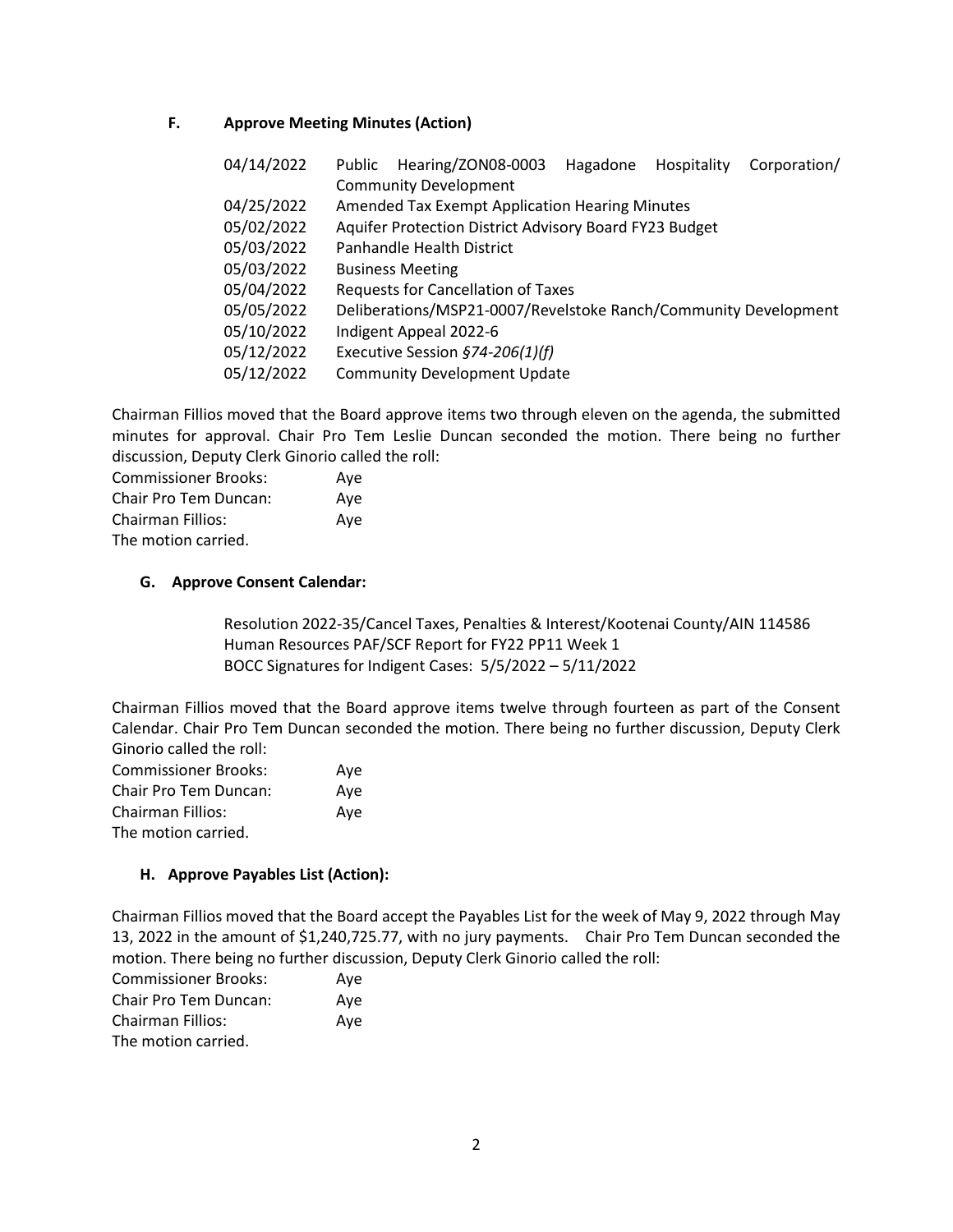### F. Approve Meeting Minutes (Action)

| | |
|---|---|
| 04/14/2022 | Public Hearing/ZON08-0003 Hagadone Hospitality Corporation/ Community Development |
| 04/25/2022 | Amended Tax Exempt Application Hearing Minutes |
| 05/02/2022 | Aquifer Protection District Advisory Board FY23 Budget |
| 05/03/2022 | Panhandle Health District |
| 05/03/2022 | Business Meeting |
| 05/04/2022 | Requests for Cancellation of Taxes |
| 05/05/2022 | Deliberations/MSP21-0007/Revelstoke Ranch/Community Development |
| 05/10/2022 | Indigent Appeal 2022-6 |
| 05/12/2022 | Executive Session *§74-206(1)(f)* |
| 05/12/2022 | Community Development Update |

Chairman Fillios moved that the Board approve items two through eleven on the agenda, the submitted minutes for approval. Chair Pro Tem Leslie Duncan seconded the motion. There being no further discussion, Deputy Clerk Ginorio called the roll:

Commissioner Brooks: Aye
Chair Pro Tem Duncan: Aye
Chairman Fillios: Aye
The motion carried.

### G. Approve Consent Calendar:

Resolution 2022-35/Cancel Taxes, Penalties & Interest/Kootenai County/AIN 114586
Human Resources PAF/SCF Report for FY22 PP11 Week 1
BOCC Signatures for Indigent Cases: 5/5/2022 – 5/11/2022

Chairman Fillios moved that the Board approve items twelve through fourteen as part of the Consent Calendar. Chair Pro Tem Duncan seconded the motion. There being no further discussion, Deputy Clerk Ginorio called the roll:

Commissioner Brooks: Aye
Chair Pro Tem Duncan: Aye
Chairman Fillios: Aye
The motion carried.

### H. Approve Payables List (Action):

Chairman Fillios moved that the Board accept the Payables List for the week of May 9, 2022 through May 13, 2022 in the amount of $1,240,725.77, with no jury payments. Chair Pro Tem Duncan seconded the motion. There being no further discussion, Deputy Clerk Ginorio called the roll:

Commissioner Brooks: Aye
Chair Pro Tem Duncan: Aye
Chairman Fillios: Aye
The motion carried.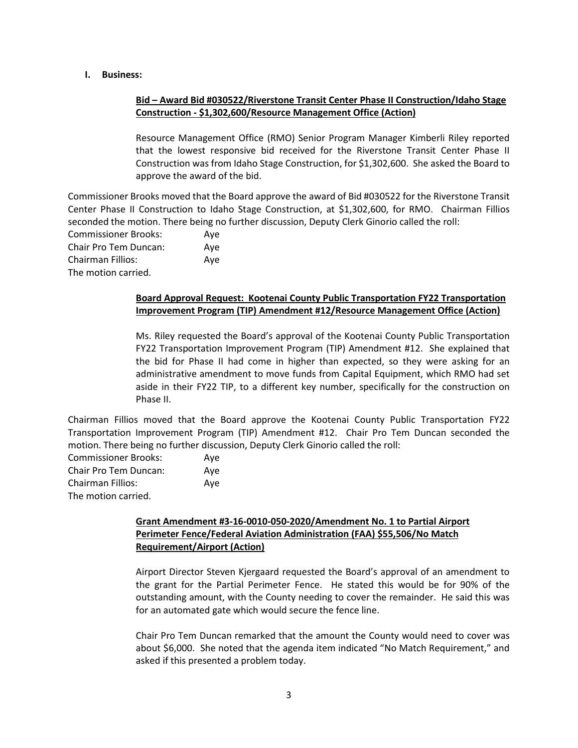## I. Business:

**Bid – Award Bid #030522/Riverstone Transit Center Phase II Construction/Idaho Stage Construction - $1,302,600/Resource Management Office (Action)**

Resource Management Office (RMO) Senior Program Manager Kimberli Riley reported that the lowest responsive bid received for the Riverstone Transit Center Phase II Construction was from Idaho Stage Construction, for $1,302,600. She asked the Board to approve the award of the bid.

Commissioner Brooks moved that the Board approve the award of Bid #030522 for the Riverstone Transit Center Phase II Construction to Idaho Stage Construction, at $1,302,600, for RMO. Chairman Fillios seconded the motion. There being no further discussion, Deputy Clerk Ginorio called the roll:

Commissioner Brooks: Aye
Chair Pro Tem Duncan: Aye
Chairman Fillios: Aye
The motion carried.

**Board Approval Request: Kootenai County Public Transportation FY22 Transportation Improvement Program (TIP) Amendment #12/Resource Management Office (Action)**

Ms. Riley requested the Board's approval of the Kootenai County Public Transportation FY22 Transportation Improvement Program (TIP) Amendment #12. She explained that the bid for Phase II had come in higher than expected, so they were asking for an administrative amendment to move funds from Capital Equipment, which RMO had set aside in their FY22 TIP, to a different key number, specifically for the construction on Phase II.

Chairman Fillios moved that the Board approve the Kootenai County Public Transportation FY22 Transportation Improvement Program (TIP) Amendment #12. Chair Pro Tem Duncan seconded the motion. There being no further discussion, Deputy Clerk Ginorio called the roll:

Commissioner Brooks: Aye
Chair Pro Tem Duncan: Aye
Chairman Fillios: Aye
The motion carried.

**Grant Amendment #3-16-0010-050-2020/Amendment No. 1 to Partial Airport Perimeter Fence/Federal Aviation Administration (FAA) $55,506/No Match Requirement/Airport (Action)**

Airport Director Steven Kjergaard requested the Board's approval of an amendment to the grant for the Partial Perimeter Fence. He stated this would be for 90% of the outstanding amount, with the County needing to cover the remainder. He said this was for an automated gate which would secure the fence line.

Chair Pro Tem Duncan remarked that the amount the County would need to cover was about $6,000. She noted that the agenda item indicated "No Match Requirement," and asked if this presented a problem today.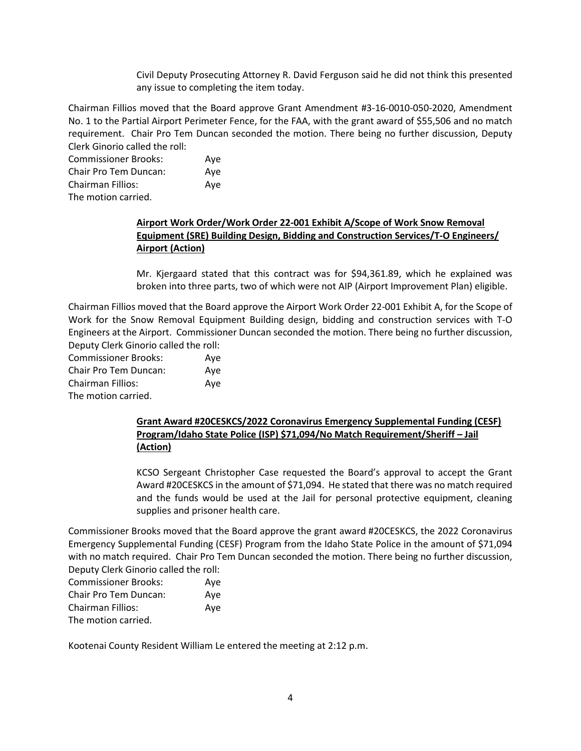Civil Deputy Prosecuting Attorney R. David Ferguson said he did not think this presented any issue to completing the item today.

Chairman Fillios moved that the Board approve Grant Amendment #3-16-0010-050-2020, Amendment No. 1 to the Partial Airport Perimeter Fence, for the FAA, with the grant award of $55,506 and no match requirement. Chair Pro Tem Duncan seconded the motion. There being no further discussion, Deputy Clerk Ginorio called the roll:

Commissioner Brooks: Aye
Chair Pro Tem Duncan: Aye
Chairman Fillios: Aye
The motion carried.

**Airport Work Order/Work Order 22-001 Exhibit A/Scope of Work Snow Removal Equipment (SRE) Building Design, Bidding and Construction Services/T-O Engineers/ Airport (Action)**

Mr. Kjergaard stated that this contract was for $94,361.89, which he explained was broken into three parts, two of which were not AIP (Airport Improvement Plan) eligible.

Chairman Fillios moved that the Board approve the Airport Work Order 22-001 Exhibit A, for the Scope of Work for the Snow Removal Equipment Building design, bidding and construction services with T-O Engineers at the Airport. Commissioner Duncan seconded the motion. There being no further discussion, Deputy Clerk Ginorio called the roll:

Commissioner Brooks: Aye
Chair Pro Tem Duncan: Aye
Chairman Fillios: Aye
The motion carried.

**Grant Award #20CESKCS/2022 Coronavirus Emergency Supplemental Funding (CESF) Program/Idaho State Police (ISP) $71,094/No Match Requirement/Sheriff – Jail (Action)**

KCSO Sergeant Christopher Case requested the Board's approval to accept the Grant Award #20CESKCS in the amount of $71,094. He stated that there was no match required and the funds would be used at the Jail for personal protective equipment, cleaning supplies and prisoner health care.

Commissioner Brooks moved that the Board approve the grant award #20CESKCS, the 2022 Coronavirus Emergency Supplemental Funding (CESF) Program from the Idaho State Police in the amount of $71,094 with no match required. Chair Pro Tem Duncan seconded the motion. There being no further discussion, Deputy Clerk Ginorio called the roll:

Commissioner Brooks: Aye
Chair Pro Tem Duncan: Aye
Chairman Fillios: Aye
The motion carried.

Kootenai County Resident William Le entered the meeting at 2:12 p.m.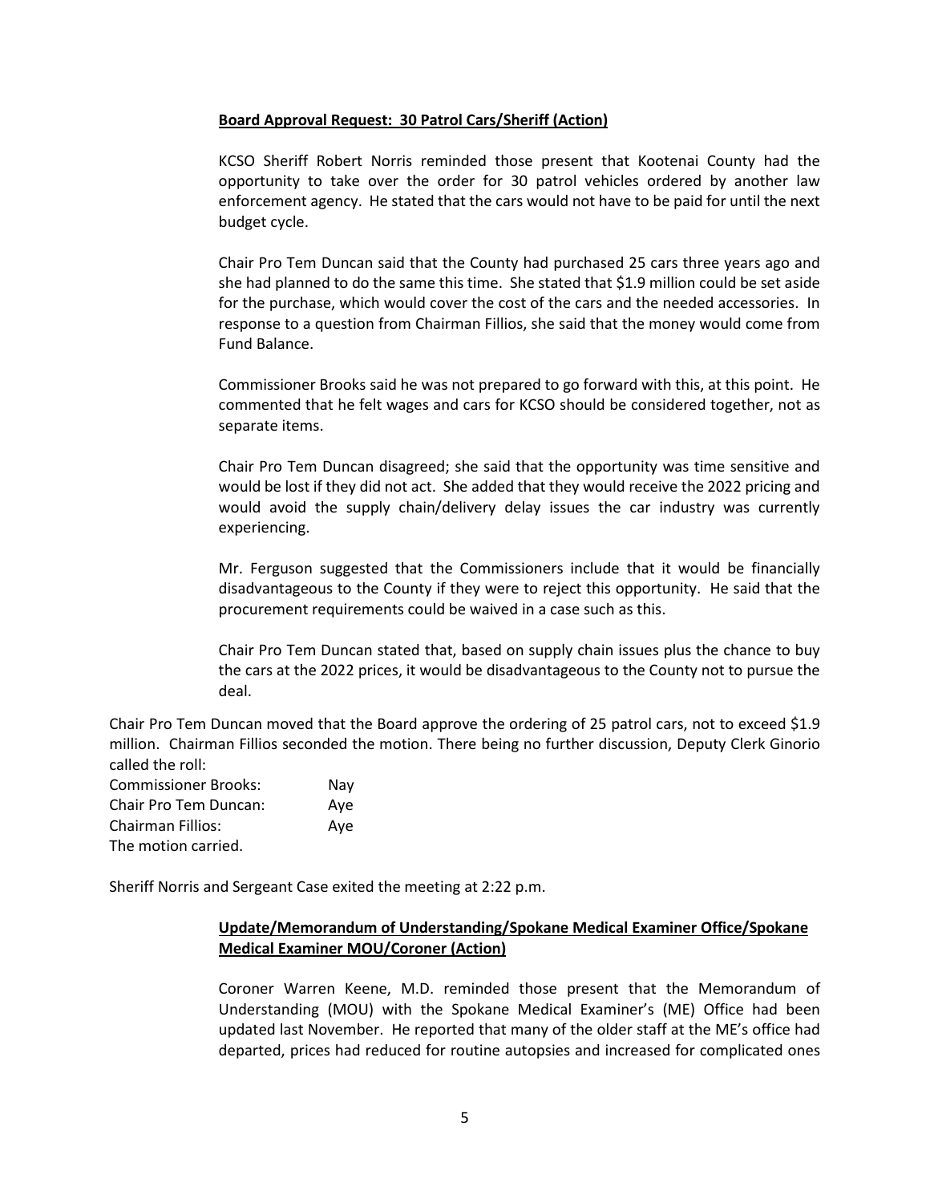**Board Approval Request: 30 Patrol Cars/Sheriff (Action)**

KCSO Sheriff Robert Norris reminded those present that Kootenai County had the opportunity to take over the order for 30 patrol vehicles ordered by another law enforcement agency. He stated that the cars would not have to be paid for until the next budget cycle.

Chair Pro Tem Duncan said that the County had purchased 25 cars three years ago and she had planned to do the same this time. She stated that $1.9 million could be set aside for the purchase, which would cover the cost of the cars and the needed accessories. In response to a question from Chairman Fillios, she said that the money would come from Fund Balance.

Commissioner Brooks said he was not prepared to go forward with this, at this point. He commented that he felt wages and cars for KCSO should be considered together, not as separate items.

Chair Pro Tem Duncan disagreed; she said that the opportunity was time sensitive and would be lost if they did not act. She added that they would receive the 2022 pricing and would avoid the supply chain/delivery delay issues the car industry was currently experiencing.

Mr. Ferguson suggested that the Commissioners include that it would be financially disadvantageous to the County if they were to reject this opportunity. He said that the procurement requirements could be waived in a case such as this.

Chair Pro Tem Duncan stated that, based on supply chain issues plus the chance to buy the cars at the 2022 prices, it would be disadvantageous to the County not to pursue the deal.

Chair Pro Tem Duncan moved that the Board approve the ordering of 25 patrol cars, not to exceed $1.9 million. Chairman Fillios seconded the motion. There being no further discussion, Deputy Clerk Ginorio called the roll:

Commissioner Brooks: Nay
Chair Pro Tem Duncan: Aye
Chairman Fillios: Aye
The motion carried.

Sheriff Norris and Sergeant Case exited the meeting at 2:22 p.m.

**Update/Memorandum of Understanding/Spokane Medical Examiner Office/Spokane Medical Examiner MOU/Coroner (Action)**

Coroner Warren Keene, M.D. reminded those present that the Memorandum of Understanding (MOU) with the Spokane Medical Examiner's (ME) Office had been updated last November. He reported that many of the older staff at the ME's office had departed, prices had reduced for routine autopsies and increased for complicated ones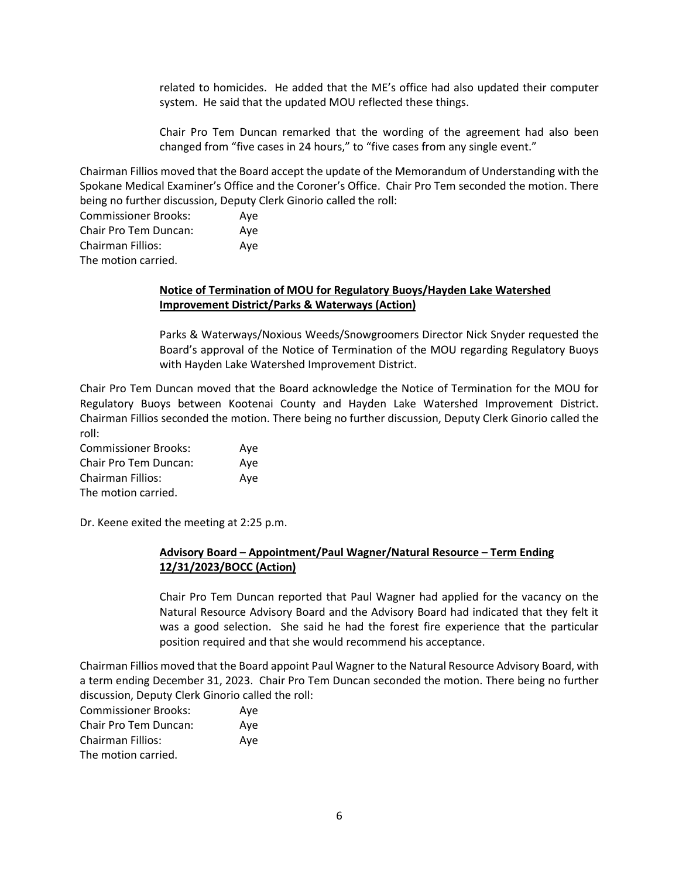related to homicides. He added that the ME's office had also updated their computer system. He said that the updated MOU reflected these things.

Chair Pro Tem Duncan remarked that the wording of the agreement had also been changed from "five cases in 24 hours," to "five cases from any single event."

Chairman Fillios moved that the Board accept the update of the Memorandum of Understanding with the Spokane Medical Examiner's Office and the Coroner's Office. Chair Pro Tem seconded the motion. There being no further discussion, Deputy Clerk Ginorio called the roll:

Commissioner Brooks: Aye
Chair Pro Tem Duncan: Aye
Chairman Fillios: Aye
The motion carried.

**Notice of Termination of MOU for Regulatory Buoys/Hayden Lake Watershed Improvement District/Parks & Waterways (Action)**

Parks & Waterways/Noxious Weeds/Snowgroomers Director Nick Snyder requested the Board's approval of the Notice of Termination of the MOU regarding Regulatory Buoys with Hayden Lake Watershed Improvement District.

Chair Pro Tem Duncan moved that the Board acknowledge the Notice of Termination for the MOU for Regulatory Buoys between Kootenai County and Hayden Lake Watershed Improvement District. Chairman Fillios seconded the motion. There being no further discussion, Deputy Clerk Ginorio called the roll:

Commissioner Brooks: Aye
Chair Pro Tem Duncan: Aye
Chairman Fillios: Aye
The motion carried.

Dr. Keene exited the meeting at 2:25 p.m.

**Advisory Board – Appointment/Paul Wagner/Natural Resource – Term Ending 12/31/2023/BOCC (Action)**

Chair Pro Tem Duncan reported that Paul Wagner had applied for the vacancy on the Natural Resource Advisory Board and the Advisory Board had indicated that they felt it was a good selection. She said he had the forest fire experience that the particular position required and that she would recommend his acceptance.

Chairman Fillios moved that the Board appoint Paul Wagner to the Natural Resource Advisory Board, with a term ending December 31, 2023. Chair Pro Tem Duncan seconded the motion. There being no further discussion, Deputy Clerk Ginorio called the roll:

Commissioner Brooks: Aye
Chair Pro Tem Duncan: Aye
Chairman Fillios: Aye
The motion carried.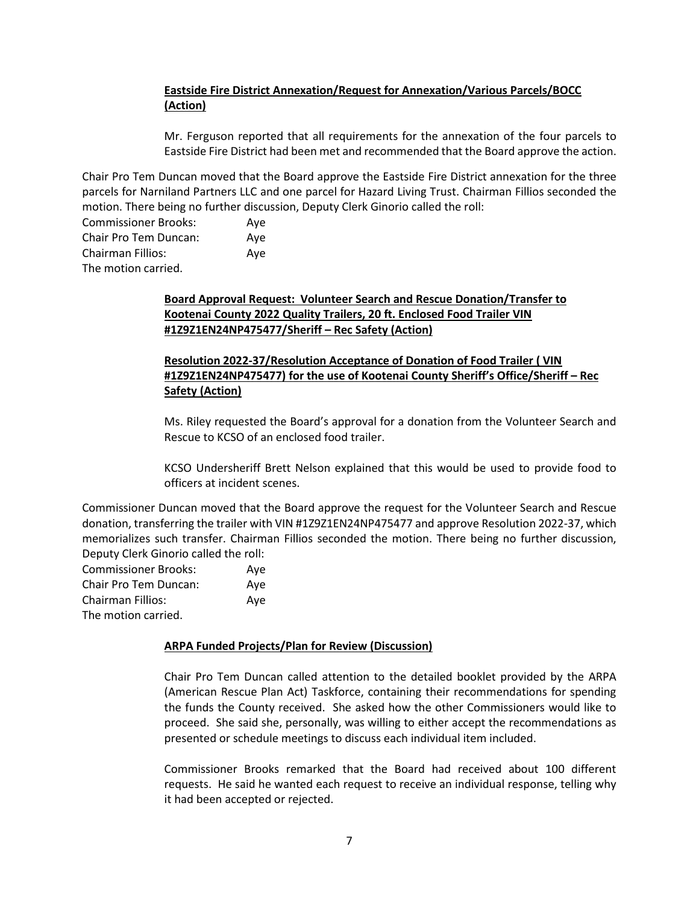**Eastside Fire District Annexation/Request for Annexation/Various Parcels/BOCC (Action)**

Mr. Ferguson reported that all requirements for the annexation of the four parcels to Eastside Fire District had been met and recommended that the Board approve the action.

Chair Pro Tem Duncan moved that the Board approve the Eastside Fire District annexation for the three parcels for Narniland Partners LLC and one parcel for Hazard Living Trust. Chairman Fillios seconded the motion. There being no further discussion, Deputy Clerk Ginorio called the roll:

Commissioner Brooks: Aye
Chair Pro Tem Duncan: Aye
Chairman Fillios: Aye
The motion carried.

**Board Approval Request: Volunteer Search and Rescue Donation/Transfer to Kootenai County 2022 Quality Trailers, 20 ft. Enclosed Food Trailer VIN #1Z9Z1EN24NP475477/Sheriff – Rec Safety (Action)**

**Resolution 2022-37/Resolution Acceptance of Donation of Food Trailer ( VIN #1Z9Z1EN24NP475477) for the use of Kootenai County Sheriff's Office/Sheriff – Rec Safety (Action)**

Ms. Riley requested the Board's approval for a donation from the Volunteer Search and Rescue to KCSO of an enclosed food trailer.

KCSO Undersheriff Brett Nelson explained that this would be used to provide food to officers at incident scenes.

Commissioner Duncan moved that the Board approve the request for the Volunteer Search and Rescue donation, transferring the trailer with VIN #1Z9Z1EN24NP475477 and approve Resolution 2022-37, which memorializes such transfer. Chairman Fillios seconded the motion. There being no further discussion, Deputy Clerk Ginorio called the roll:

Commissioner Brooks: Aye
Chair Pro Tem Duncan: Aye
Chairman Fillios: Aye
The motion carried.

**ARPA Funded Projects/Plan for Review (Discussion)**

Chair Pro Tem Duncan called attention to the detailed booklet provided by the ARPA (American Rescue Plan Act) Taskforce, containing their recommendations for spending the funds the County received. She asked how the other Commissioners would like to proceed. She said she, personally, was willing to either accept the recommendations as presented or schedule meetings to discuss each individual item included.

Commissioner Brooks remarked that the Board had received about 100 different requests. He said he wanted each request to receive an individual response, telling why it had been accepted or rejected.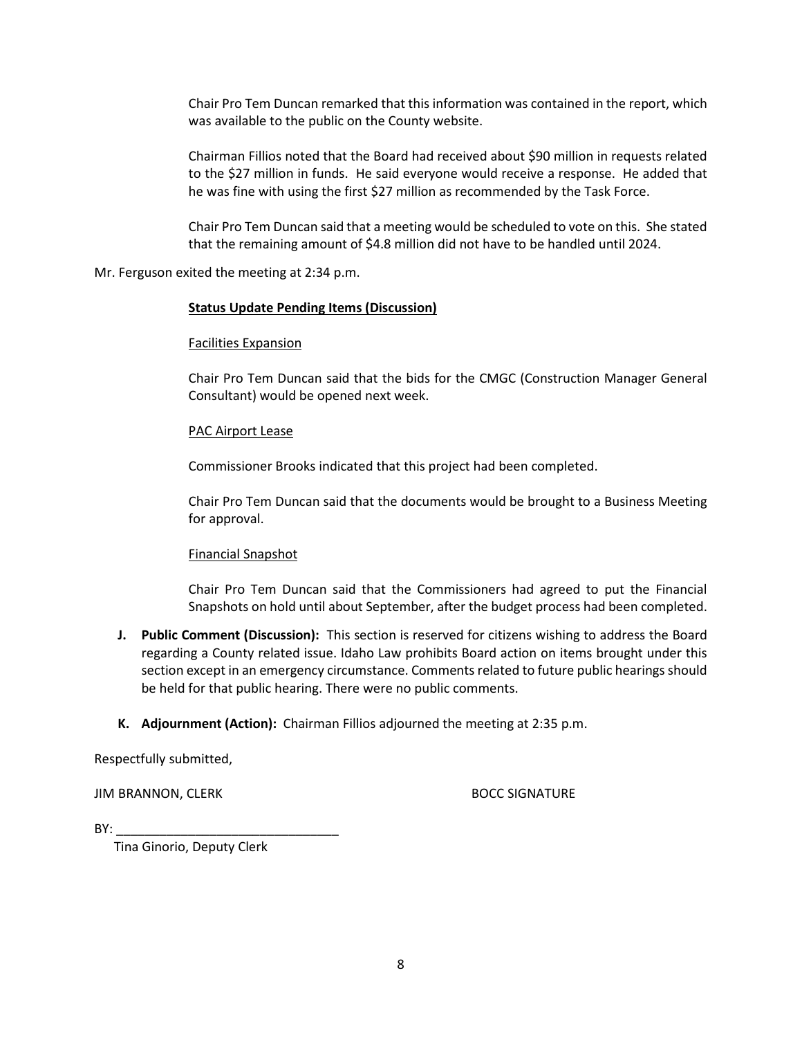Chair Pro Tem Duncan remarked that this information was contained in the report, which was available to the public on the County website.

Chairman Fillios noted that the Board had received about $90 million in requests related to the $27 million in funds. He said everyone would receive a response. He added that he was fine with using the first $27 million as recommended by the Task Force.

Chair Pro Tem Duncan said that a meeting would be scheduled to vote on this. She stated that the remaining amount of $4.8 million did not have to be handled until 2024.

Mr. Ferguson exited the meeting at 2:34 p.m.

**Status Update Pending Items (Discussion)**

Facilities Expansion

Chair Pro Tem Duncan said that the bids for the CMGC (Construction Manager General Consultant) would be opened next week.

PAC Airport Lease

Commissioner Brooks indicated that this project had been completed.

Chair Pro Tem Duncan said that the documents would be brought to a Business Meeting for approval.

Financial Snapshot

Chair Pro Tem Duncan said that the Commissioners had agreed to put the Financial Snapshots on hold until about September, after the budget process had been completed.

**J. Public Comment (Discussion):** This section is reserved for citizens wishing to address the Board regarding a County related issue. Idaho Law prohibits Board action on items brought under this section except in an emergency circumstance. Comments related to future public hearings should be held for that public hearing. There were no public comments.

**K. Adjournment (Action):** Chairman Fillios adjourned the meeting at 2:35 p.m.

Respectfully submitted,

JIM BRANNON, CLERK BOCC SIGNATURE

BY: _______________________________
Tina Ginorio, Deputy Clerk